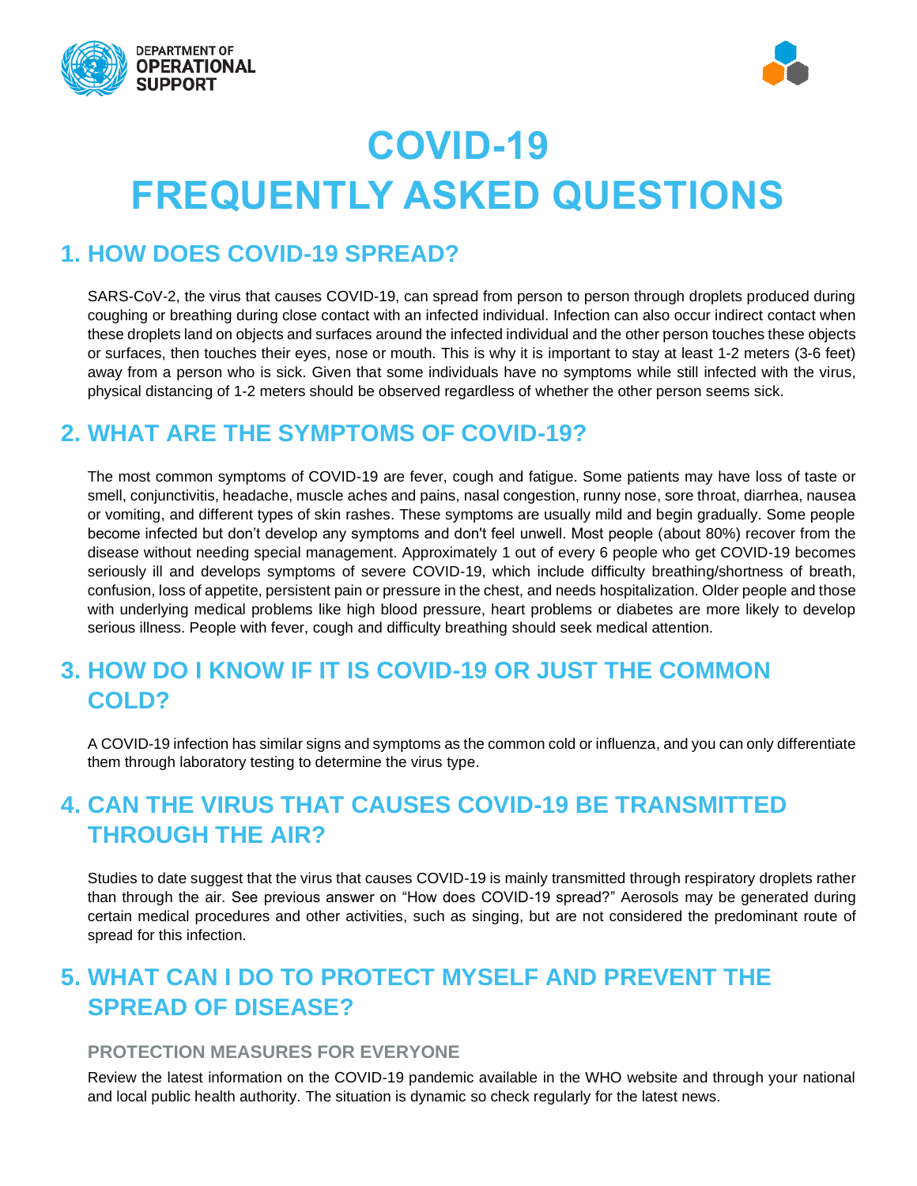DEPARTMENT OF OPERATIONAL SUPPORT

# COVID-19 FREQUENTLY ASKED QUESTIONS

## 1. HOW DOES COVID-19 SPREAD?

SARS-CoV-2, the virus that causes COVID-19, can spread from person to person through droplets produced during coughing or breathing during close contact with an infected individual. Infection can also occur indirect contact when these droplets land on objects and surfaces around the infected individual and the other person touches these objects or surfaces, then touches their eyes, nose or mouth. This is why it is important to stay at least 1-2 meters (3-6 feet) away from a person who is sick. Given that some individuals have no symptoms while still infected with the virus, physical distancing of 1-2 meters should be observed regardless of whether the other person seems sick.

## 2. WHAT ARE THE SYMPTOMS OF COVID-19?

The most common symptoms of COVID-19 are fever, cough and fatigue. Some patients may have loss of taste or smell, conjunctivitis, headache, muscle aches and pains, nasal congestion, runny nose, sore throat, diarrhea, nausea or vomiting, and different types of skin rashes. These symptoms are usually mild and begin gradually. Some people become infected but don't develop any symptoms and don't feel unwell. Most people (about 80%) recover from the disease without needing special management. Approximately 1 out of every 6 people who get COVID-19 becomes seriously ill and develops symptoms of severe COVID-19, which include difficulty breathing/shortness of breath, confusion, loss of appetite, persistent pain or pressure in the chest, and needs hospitalization. Older people and those with underlying medical problems like high blood pressure, heart problems or diabetes are more likely to develop serious illness. People with fever, cough and difficulty breathing should seek medical attention.

## 3. HOW DO I KNOW IF IT IS COVID-19 OR JUST THE COMMON COLD?

A COVID-19 infection has similar signs and symptoms as the common cold or influenza, and you can only differentiate them through laboratory testing to determine the virus type.

## 4. CAN THE VIRUS THAT CAUSES COVID-19 BE TRANSMITTED THROUGH THE AIR?

Studies to date suggest that the virus that causes COVID-19 is mainly transmitted through respiratory droplets rather than through the air. See previous answer on "How does COVID-19 spread?" Aerosols may be generated during certain medical procedures and other activities, such as singing, but are not considered the predominant route of spread for this infection.

## 5. WHAT CAN I DO TO PROTECT MYSELF AND PREVENT THE SPREAD OF DISEASE?

### PROTECTION MEASURES FOR EVERYONE

Review the latest information on the COVID-19 pandemic available in the WHO website and through your national and local public health authority. The situation is dynamic so check regularly for the latest news.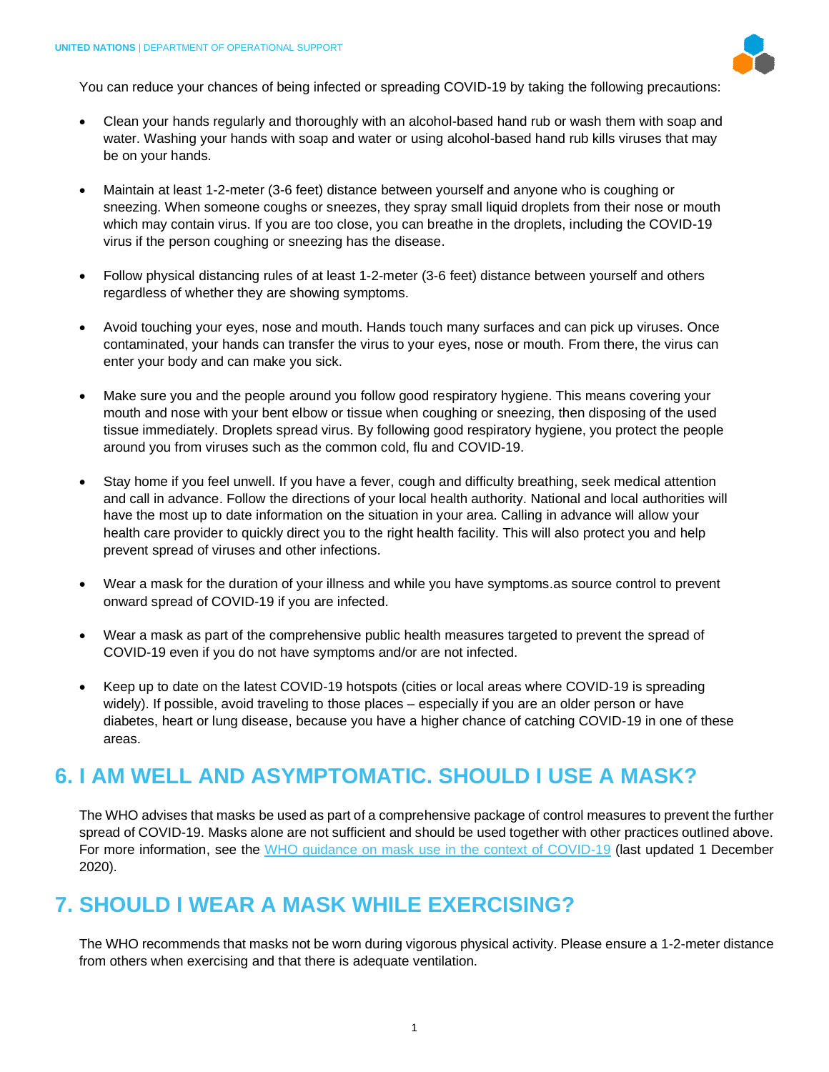You can reduce your chances of being infected or spreading COVID-19 by taking the following precautions:

- Clean your hands regularly and thoroughly with an alcohol-based hand rub or wash them with soap and water. Washing your hands with soap and water or using alcohol-based hand rub kills viruses that may be on your hands.

- Maintain at least 1-2-meter (3-6 feet) distance between yourself and anyone who is coughing or sneezing. When someone coughs or sneezes, they spray small liquid droplets from their nose or mouth which may contain virus. If you are too close, you can breathe in the droplets, including the COVID-19 virus if the person coughing or sneezing has the disease.

- Follow physical distancing rules of at least 1-2-meter (3-6 feet) distance between yourself and others regardless of whether they are showing symptoms.

- Avoid touching your eyes, nose and mouth. Hands touch many surfaces and can pick up viruses. Once contaminated, your hands can transfer the virus to your eyes, nose or mouth. From there, the virus can enter your body and can make you sick.

- Make sure you and the people around you follow good respiratory hygiene. This means covering your mouth and nose with your bent elbow or tissue when coughing or sneezing, then disposing of the used tissue immediately. Droplets spread virus. By following good respiratory hygiene, you protect the people around you from viruses such as the common cold, flu and COVID-19.

- Stay home if you feel unwell. If you have a fever, cough and difficulty breathing, seek medical attention and call in advance. Follow the directions of your local health authority. National and local authorities will have the most up to date information on the situation in your area. Calling in advance will allow your health care provider to quickly direct you to the right health facility. This will also protect you and help prevent spread of viruses and other infections.

- Wear a mask for the duration of your illness and while you have symptoms.as source control to prevent onward spread of COVID-19 if you are infected.

- Wear a mask as part of the comprehensive public health measures targeted to prevent the spread of COVID-19 even if you do not have symptoms and/or are not infected.

- Keep up to date on the latest COVID-19 hotspots (cities or local areas where COVID-19 is spreading widely). If possible, avoid traveling to those places – especially if you are an older person or have diabetes, heart or lung disease, because you have a higher chance of catching COVID-19 in one of these areas.

## 6. I AM WELL AND ASYMPTOMATIC. SHOULD I USE A MASK?

The WHO advises that masks be used as part of a comprehensive package of control measures to prevent the further spread of COVID-19. Masks alone are not sufficient and should be used together with other practices outlined above. For more information, see the WHO guidance on mask use in the context of COVID-19 (last updated 1 December 2020).

## 7. SHOULD I WEAR A MASK WHILE EXERCISING?

The WHO recommends that masks not be worn during vigorous physical activity. Please ensure a 1-2-meter distance from others when exercising and that there is adequate ventilation.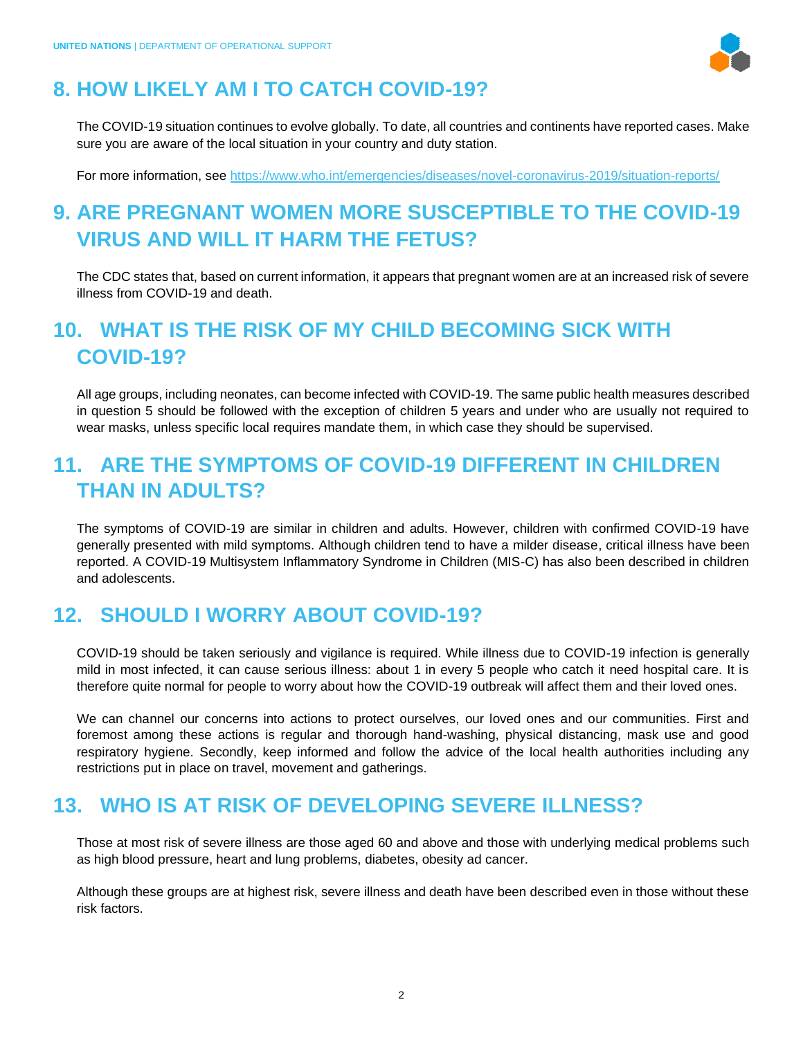## 8. HOW LIKELY AM I TO CATCH COVID-19?

The COVID-19 situation continues to evolve globally. To date, all countries and continents have reported cases. Make sure you are aware of the local situation in your country and duty station.

For more information, see https://www.who.int/emergencies/diseases/novel-coronavirus-2019/situation-reports/

## 9. ARE PREGNANT WOMEN MORE SUSCEPTIBLE TO THE COVID-19 VIRUS AND WILL IT HARM THE FETUS?

The CDC states that, based on current information, it appears that pregnant women are at an increased risk of severe illness from COVID-19 and death.

## 10. WHAT IS THE RISK OF MY CHILD BECOMING SICK WITH COVID-19?

All age groups, including neonates, can become infected with COVID-19. The same public health measures described in question 5 should be followed with the exception of children 5 years and under who are usually not required to wear masks, unless specific local requires mandate them, in which case they should be supervised.

## 11. ARE THE SYMPTOMS OF COVID-19 DIFFERENT IN CHILDREN THAN IN ADULTS?

The symptoms of COVID-19 are similar in children and adults. However, children with confirmed COVID-19 have generally presented with mild symptoms. Although children tend to have a milder disease, critical illness have been reported. A COVID-19 Multisystem Inflammatory Syndrome in Children (MIS-C) has also been described in children and adolescents.

## 12. SHOULD I WORRY ABOUT COVID-19?

COVID-19 should be taken seriously and vigilance is required. While illness due to COVID-19 infection is generally mild in most infected, it can cause serious illness: about 1 in every 5 people who catch it need hospital care. It is therefore quite normal for people to worry about how the COVID-19 outbreak will affect them and their loved ones.

We can channel our concerns into actions to protect ourselves, our loved ones and our communities. First and foremost among these actions is regular and thorough hand-washing, physical distancing, mask use and good respiratory hygiene. Secondly, keep informed and follow the advice of the local health authorities including any restrictions put in place on travel, movement and gatherings.

## 13. WHO IS AT RISK OF DEVELOPING SEVERE ILLNESS?

Those at most risk of severe illness are those aged 60 and above and those with underlying medical problems such as high blood pressure, heart and lung problems, diabetes, obesity ad cancer.

Although these groups are at highest risk, severe illness and death have been described even in those without these risk factors.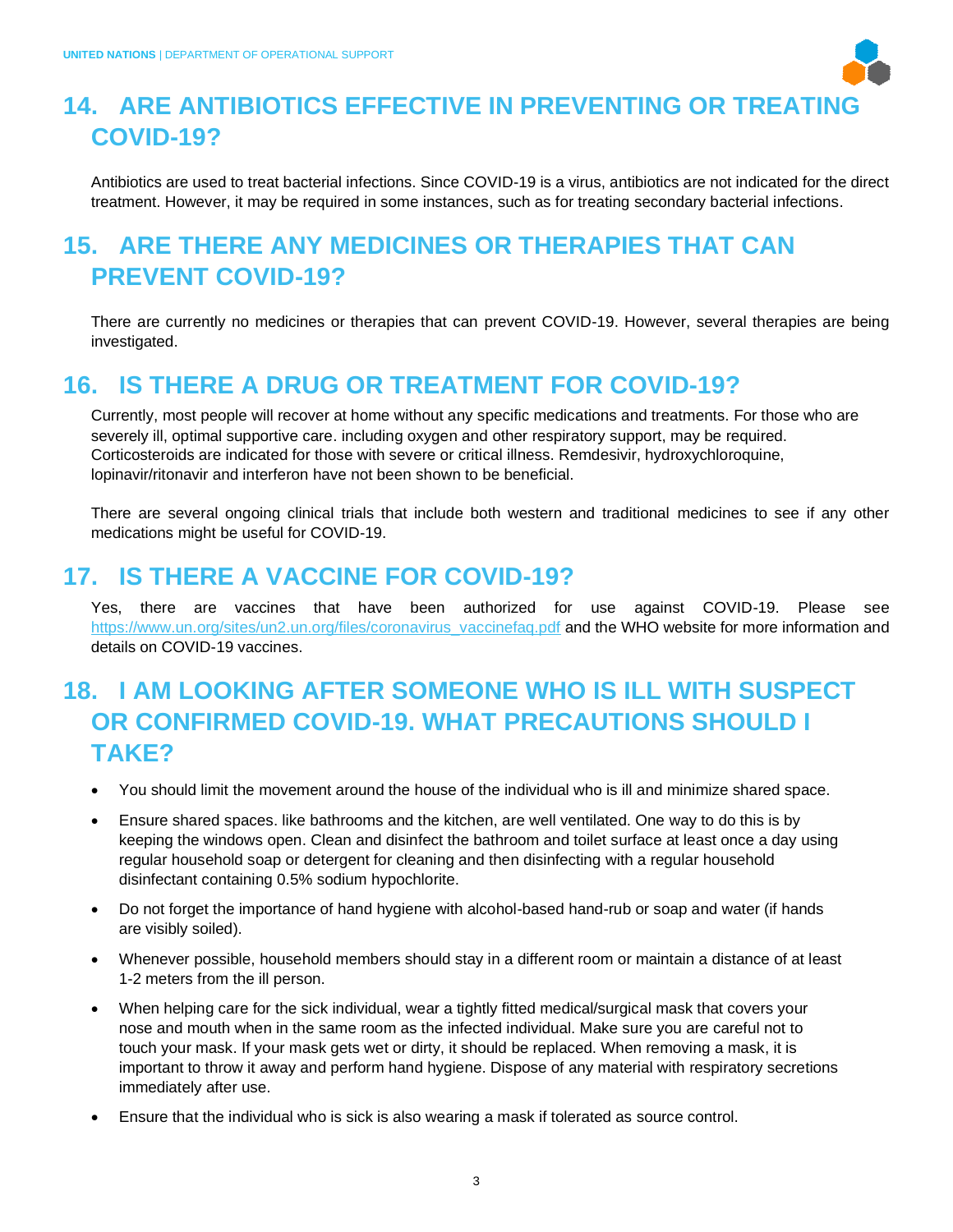## 14. ARE ANTIBIOTICS EFFECTIVE IN PREVENTING OR TREATING COVID-19?

Antibiotics are used to treat bacterial infections. Since COVID-19 is a virus, antibiotics are not indicated for the direct treatment. However, it may be required in some instances, such as for treating secondary bacterial infections.

## 15. ARE THERE ANY MEDICINES OR THERAPIES THAT CAN PREVENT COVID-19?

There are currently no medicines or therapies that can prevent COVID-19. However, several therapies are being investigated.

## 16. IS THERE A DRUG OR TREATMENT FOR COVID-19?

Currently, most people will recover at home without any specific medications and treatments. For those who are severely ill, optimal supportive care. including oxygen and other respiratory support, may be required. Corticosteroids are indicated for those with severe or critical illness. Remdesivir, hydroxychloroquine, lopinavir/ritonavir and interferon have not been shown to be beneficial.

There are several ongoing clinical trials that include both western and traditional medicines to see if any other medications might be useful for COVID-19.

## 17. IS THERE A VACCINE FOR COVID-19?

Yes, there are vaccines that have been authorized for use against COVID-19. Please see https://www.un.org/sites/un2.un.org/files/coronavirus_vaccinefaq.pdf and the WHO website for more information and details on COVID-19 vaccines.

## 18. I AM LOOKING AFTER SOMEONE WHO IS ILL WITH SUSPECT OR CONFIRMED COVID-19. WHAT PRECAUTIONS SHOULD I TAKE?

- You should limit the movement around the house of the individual who is ill and minimize shared space.
- Ensure shared spaces. like bathrooms and the kitchen, are well ventilated. One way to do this is by keeping the windows open. Clean and disinfect the bathroom and toilet surface at least once a day using regular household soap or detergent for cleaning and then disinfecting with a regular household disinfectant containing 0.5% sodium hypochlorite.
- Do not forget the importance of hand hygiene with alcohol-based hand-rub or soap and water (if hands are visibly soiled).
- Whenever possible, household members should stay in a different room or maintain a distance of at least 1-2 meters from the ill person.
- When helping care for the sick individual, wear a tightly fitted medical/surgical mask that covers your nose and mouth when in the same room as the infected individual. Make sure you are careful not to touch your mask. If your mask gets wet or dirty, it should be replaced. When removing a mask, it is important to throw it away and perform hand hygiene. Dispose of any material with respiratory secretions immediately after use.
- Ensure that the individual who is sick is also wearing a mask if tolerated as source control.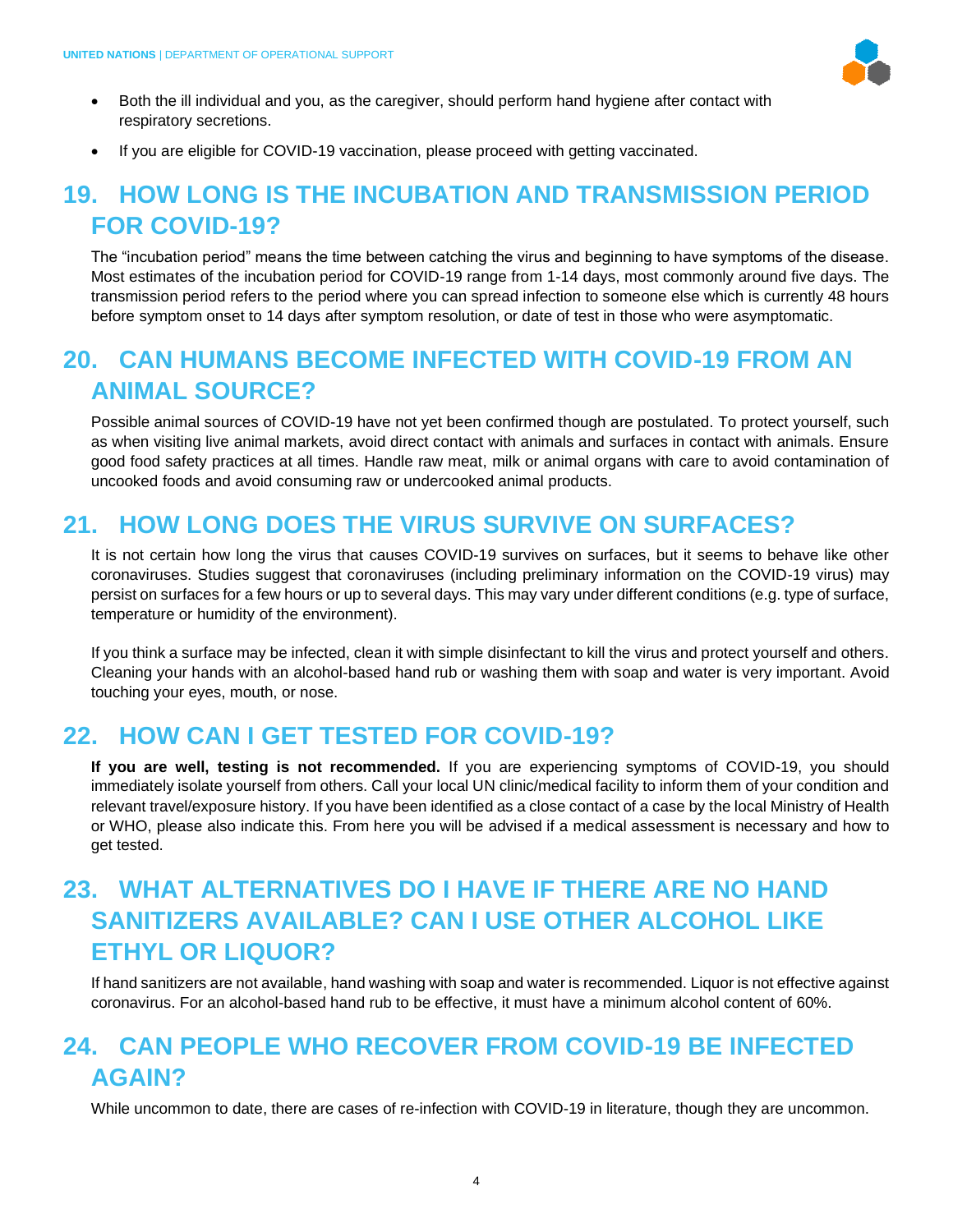- Both the ill individual and you, as the caregiver, should perform hand hygiene after contact with respiratory secretions.
- If you are eligible for COVID-19 vaccination, please proceed with getting vaccinated.

## 19. HOW LONG IS THE INCUBATION AND TRANSMISSION PERIOD FOR COVID-19?

The "incubation period" means the time between catching the virus and beginning to have symptoms of the disease. Most estimates of the incubation period for COVID-19 range from 1-14 days, most commonly around five days. The transmission period refers to the period where you can spread infection to someone else which is currently 48 hours before symptom onset to 14 days after symptom resolution, or date of test in those who were asymptomatic.

## 20. CAN HUMANS BECOME INFECTED WITH COVID-19 FROM AN ANIMAL SOURCE?

Possible animal sources of COVID-19 have not yet been confirmed though are postulated. To protect yourself, such as when visiting live animal markets, avoid direct contact with animals and surfaces in contact with animals. Ensure good food safety practices at all times. Handle raw meat, milk or animal organs with care to avoid contamination of uncooked foods and avoid consuming raw or undercooked animal products.

## 21. HOW LONG DOES THE VIRUS SURVIVE ON SURFACES?

It is not certain how long the virus that causes COVID-19 survives on surfaces, but it seems to behave like other coronaviruses. Studies suggest that coronaviruses (including preliminary information on the COVID-19 virus) may persist on surfaces for a few hours or up to several days. This may vary under different conditions (e.g. type of surface, temperature or humidity of the environment).

If you think a surface may be infected, clean it with simple disinfectant to kill the virus and protect yourself and others. Cleaning your hands with an alcohol-based hand rub or washing them with soap and water is very important. Avoid touching your eyes, mouth, or nose.

## 22. HOW CAN I GET TESTED FOR COVID-19?

**If you are well, testing is not recommended.** If you are experiencing symptoms of COVID-19, you should immediately isolate yourself from others. Call your local UN clinic/medical facility to inform them of your condition and relevant travel/exposure history. If you have been identified as a close contact of a case by the local Ministry of Health or WHO, please also indicate this. From here you will be advised if a medical assessment is necessary and how to get tested.

## 23. WHAT ALTERNATIVES DO I HAVE IF THERE ARE NO HAND SANITIZERS AVAILABLE? CAN I USE OTHER ALCOHOL LIKE ETHYL OR LIQUOR?

If hand sanitizers are not available, hand washing with soap and water is recommended. Liquor is not effective against coronavirus. For an alcohol-based hand rub to be effective, it must have a minimum alcohol content of 60%.

## 24. CAN PEOPLE WHO RECOVER FROM COVID-19 BE INFECTED AGAIN?

While uncommon to date, there are cases of re-infection with COVID-19 in literature, though they are uncommon.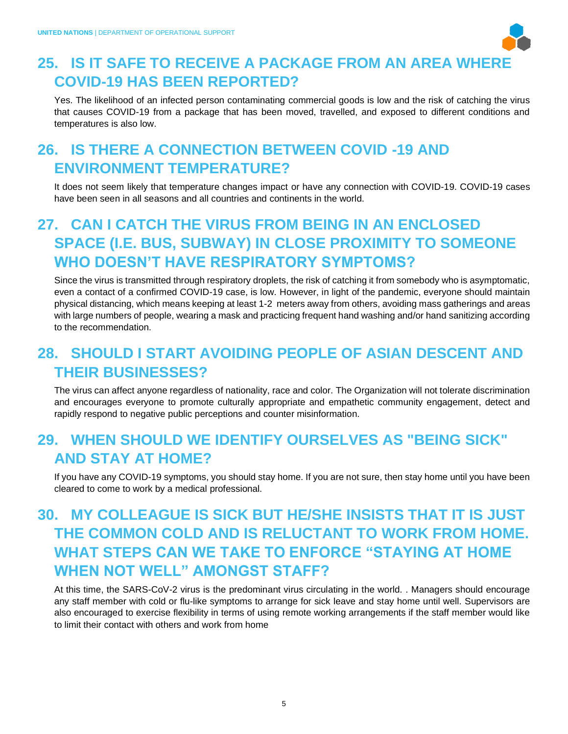## 25. IS IT SAFE TO RECEIVE A PACKAGE FROM AN AREA WHERE COVID-19 HAS BEEN REPORTED?

Yes. The likelihood of an infected person contaminating commercial goods is low and the risk of catching the virus that causes COVID-19 from a package that has been moved, travelled, and exposed to different conditions and temperatures is also low.

## 26. IS THERE A CONNECTION BETWEEN COVID -19 AND ENVIRONMENT TEMPERATURE?

It does not seem likely that temperature changes impact or have any connection with COVID-19. COVID-19 cases have been seen in all seasons and all countries and continents in the world.

## 27. CAN I CATCH THE VIRUS FROM BEING IN AN ENCLOSED SPACE (I.E. BUS, SUBWAY) IN CLOSE PROXIMITY TO SOMEONE WHO DOESN'T HAVE RESPIRATORY SYMPTOMS?

Since the virus is transmitted through respiratory droplets, the risk of catching it from somebody who is asymptomatic, even a contact of a confirmed COVID-19 case, is low. However, in light of the pandemic, everyone should maintain physical distancing, which means keeping at least 1-2 meters away from others, avoiding mass gatherings and areas with large numbers of people, wearing a mask and practicing frequent hand washing and/or hand sanitizing according to the recommendation.

## 28. SHOULD I START AVOIDING PEOPLE OF ASIAN DESCENT AND THEIR BUSINESSES?

The virus can affect anyone regardless of nationality, race and color. The Organization will not tolerate discrimination and encourages everyone to promote culturally appropriate and empathetic community engagement, detect and rapidly respond to negative public perceptions and counter misinformation.

## 29. WHEN SHOULD WE IDENTIFY OURSELVES AS "BEING SICK" AND STAY AT HOME?

If you have any COVID-19 symptoms, you should stay home. If you are not sure, then stay home until you have been cleared to come to work by a medical professional.

## 30. MY COLLEAGUE IS SICK BUT HE/SHE INSISTS THAT IT IS JUST THE COMMON COLD AND IS RELUCTANT TO WORK FROM HOME. WHAT STEPS CAN WE TAKE TO ENFORCE "STAYING AT HOME WHEN NOT WELL" AMONGST STAFF?

At this time, the SARS-CoV-2 virus is the predominant virus circulating in the world. . Managers should encourage any staff member with cold or flu-like symptoms to arrange for sick leave and stay home until well. Supervisors are also encouraged to exercise flexibility in terms of using remote working arrangements if the staff member would like to limit their contact with others and work from home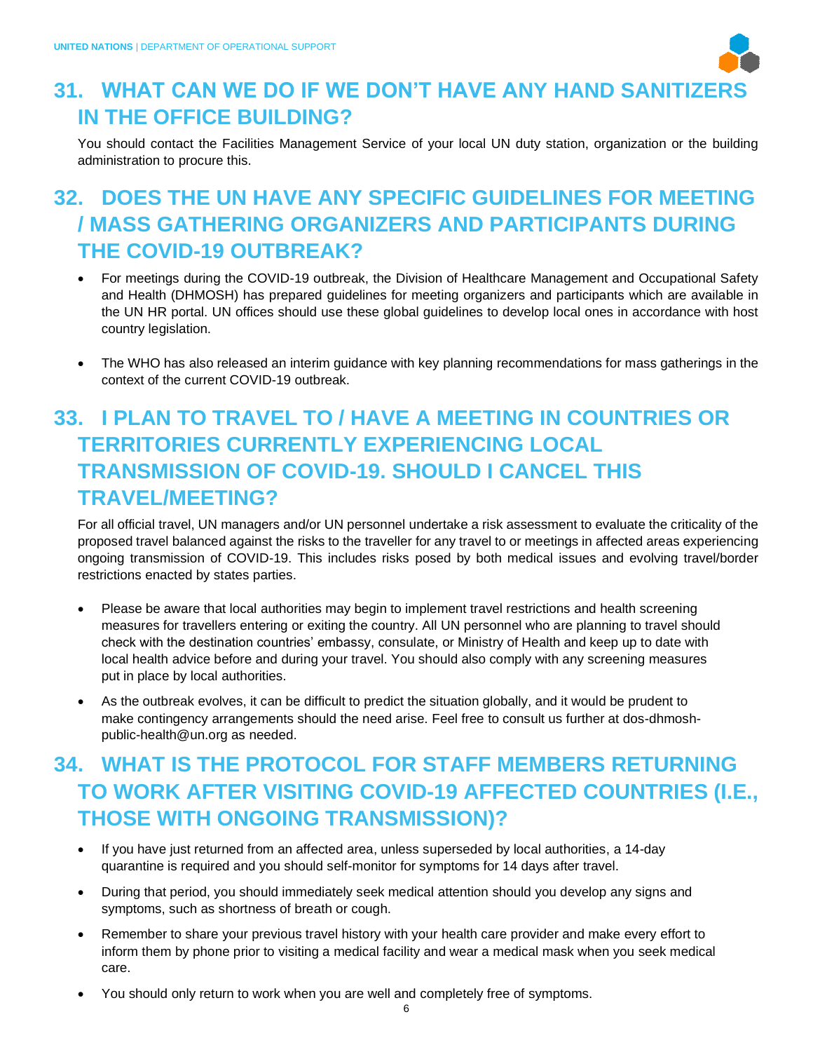## 31. WHAT CAN WE DO IF WE DON'T HAVE ANY HAND SANITIZERS IN THE OFFICE BUILDING?

You should contact the Facilities Management Service of your local UN duty station, organization or the building administration to procure this.

## 32. DOES THE UN HAVE ANY SPECIFIC GUIDELINES FOR MEETING / MASS GATHERING ORGANIZERS AND PARTICIPANTS DURING THE COVID-19 OUTBREAK?

- For meetings during the COVID-19 outbreak, the Division of Healthcare Management and Occupational Safety and Health (DHMOSH) has prepared guidelines for meeting organizers and participants which are available in the UN HR portal. UN offices should use these global guidelines to develop local ones in accordance with host country legislation.
- The WHO has also released an interim guidance with key planning recommendations for mass gatherings in the context of the current COVID-19 outbreak.

## 33. I PLAN TO TRAVEL TO / HAVE A MEETING IN COUNTRIES OR TERRITORIES CURRENTLY EXPERIENCING LOCAL TRANSMISSION OF COVID-19. SHOULD I CANCEL THIS TRAVEL/MEETING?

For all official travel, UN managers and/or UN personnel undertake a risk assessment to evaluate the criticality of the proposed travel balanced against the risks to the traveller for any travel to or meetings in affected areas experiencing ongoing transmission of COVID-19. This includes risks posed by both medical issues and evolving travel/border restrictions enacted by states parties.

- Please be aware that local authorities may begin to implement travel restrictions and health screening measures for travellers entering or exiting the country. All UN personnel who are planning to travel should check with the destination countries' embassy, consulate, or Ministry of Health and keep up to date with local health advice before and during your travel. You should also comply with any screening measures put in place by local authorities.
- As the outbreak evolves, it can be difficult to predict the situation globally, and it would be prudent to make contingency arrangements should the need arise. Feel free to consult us further at dos-dhmosh-public-health@un.org as needed.

## 34. WHAT IS THE PROTOCOL FOR STAFF MEMBERS RETURNING TO WORK AFTER VISITING COVID-19 AFFECTED COUNTRIES (I.E., THOSE WITH ONGOING TRANSMISSION)?

- If you have just returned from an affected area, unless superseded by local authorities, a 14-day quarantine is required and you should self-monitor for symptoms for 14 days after travel.
- During that period, you should immediately seek medical attention should you develop any signs and symptoms, such as shortness of breath or cough.
- Remember to share your previous travel history with your health care provider and make every effort to inform them by phone prior to visiting a medical facility and wear a medical mask when you seek medical care.
- You should only return to work when you are well and completely free of symptoms.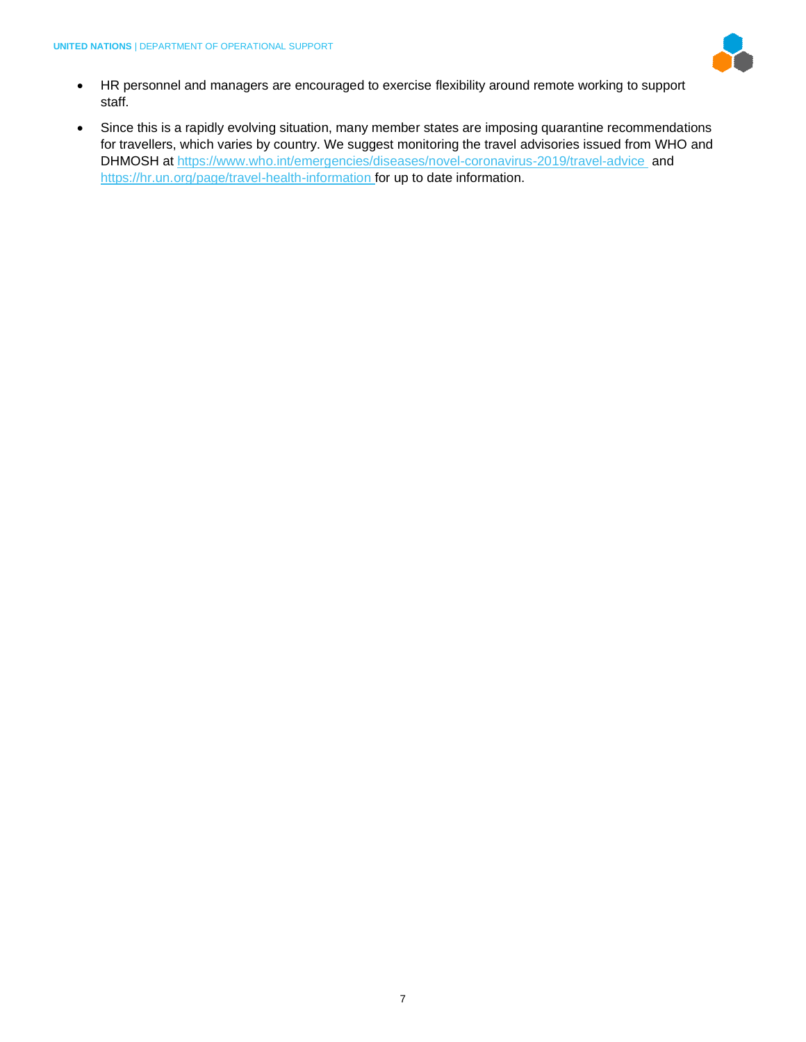- HR personnel and managers are encouraged to exercise flexibility around remote working to support staff.
- Since this is a rapidly evolving situation, many member states are imposing quarantine recommendations for travellers, which varies by country. We suggest monitoring the travel advisories issued from WHO and DHMOSH at https://www.who.int/emergencies/diseases/novel-coronavirus-2019/travel-advice and https://hr.un.org/page/travel-health-information for up to date information.